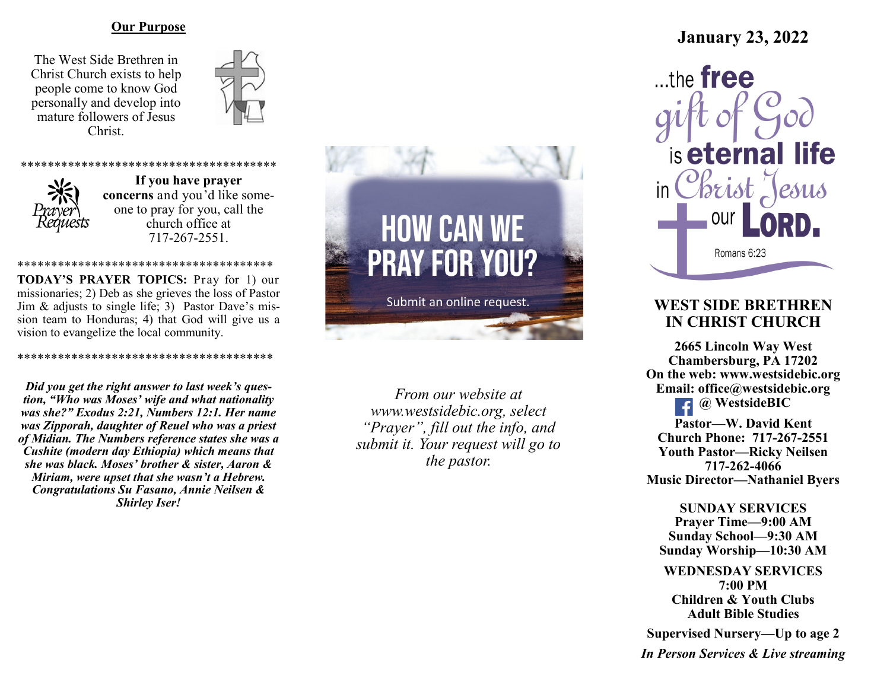## Our Purpose

The West Side Brethren in Christ Church exists to help people come to know God personally and develop into mature followers of Jesus Christ.

*************************************

Prayer Requests

**If you have prayer concerns** and you'd like someone to pray for you, call the church office at 717-267-2551.

*************************************

**TODAY'S PRAYER TOPICS:** Pray for 1) our missionaries; 2) Deb as she grieves the loss of Pastor Jim & adjusts to single life; 3) Pastor Dave's mission team to Honduras; 4) that God will give us a vision to evangelize the local community.

*************************************

***Did you get the right answer to last week's question, "Who was Moses' wife and what nationality was she?" Exodus 2:21, Numbers 12:1. Her name was Zipporah, daughter of Reuel who was a priest of Midian. The Numbers reference states she was a Cushite (modern day Ethiopia) which means that she was black. Moses' brother & sister, Aaron & Miriam, were upset that she wasn't a Hebrew. Congratulations Su Fasano, Annie Neilsen & Shirley Iser!***

HOW CAN WE PRAY FOR YOU?

Submit an online request.

*From our website at www.westsidebic.org, select "Prayer", fill out the info, and submit it. Your request will go to the pastor.*

## January 23, 2022

...the **free** gift of God is **eternal life** in Christ Jesus our **LORD.**

Romans 6:23

## WEST SIDE BRETHREN IN CHRIST CHURCH

**2665 Lincoln Way West**
**Chambersburg, PA 17202**
**On the web: www.westsidebic.org**
**Email: office@westsidebic.org**
**@ WestsideBIC**

**Pastor—W. David Kent**
**Church Phone: 717-267-2551**
**Youth Pastor—Ricky Neilsen**
**717-262-4066**
**Music Director—Nathaniel Byers**

**SUNDAY SERVICES**
**Prayer Time—9:00 AM**
**Sunday School—9:30 AM**
**Sunday Worship—10:30 AM**

**WEDNESDAY SERVICES**
**7:00 PM**
**Children & Youth Clubs**
**Adult Bible Studies**

**Supervised Nursery—Up to age 2**

***In Person Services & Live streaming***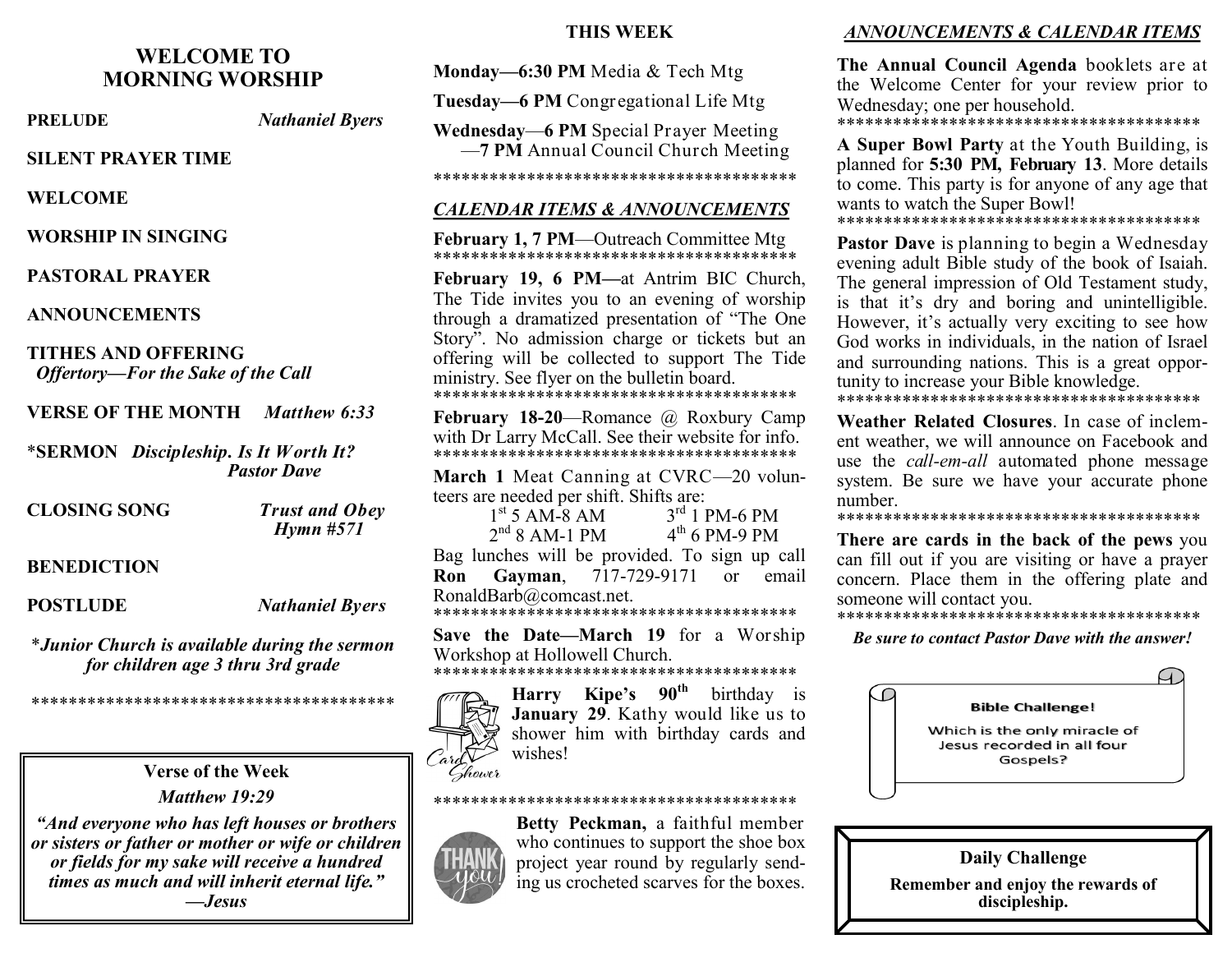## WELCOME TO MORNING WORSHIP

**PRELUDE** *Nathaniel Byers*

**SILENT PRAYER TIME**

**WELCOME**

**WORSHIP IN SINGING**

**PASTORAL PRAYER**

**ANNOUNCEMENTS**

**TITHES AND OFFERING**
*Offertory—For the Sake of the Call*

**VERSE OF THE MONTH** *Matthew 6:33*

***SERMON** *Discipleship. Is It Worth It?*
*Pastor Dave*

**CLOSING SONG** *Trust and Obey*
*Hymn #571*

**BENEDICTION**

**POSTLUDE** *Nathaniel Byers*

**Junior Church is available during the sermon for children age 3 thru 3rd grade*

***************************************

**Verse of the Week**

***Matthew 19:29***

***"And everyone who has left houses or brothers or sisters or father or mother or wife or children or fields for my sake will receive a hundred times as much and will inherit eternal life." —Jesus***

### THIS WEEK

**Monday—6:30 PM** Media & Tech Mtg

**Tuesday—6 PM** Congregational Life Mtg

**Wednesday**—**6 PM** Special Prayer Meeting
—**7 PM** Annual Council Church Meeting

***************************************

### *CALENDAR ITEMS & ANNOUNCEMENTS*

**February 1, 7 PM**—Outreach Committee Mtg

***************************************

**February 19, 6 PM—**at Antrim BIC Church, The Tide invites you to an evening of worship through a dramatized presentation of "The One Story". No admission charge or tickets but an offering will be collected to support The Tide ministry. See flyer on the bulletin board.

***************************************

**February 18-20**—Romance @ Roxbury Camp with Dr Larry McCall. See their website for info.

***************************************

**March 1** Meat Canning at CVRC—20 volunteers are needed per shift. Shifts are:

| | |
|---|---|
| 1st 5 AM-8 AM | 3rd 1 PM-6 PM |
| 2nd 8 AM-1 PM | 4th 6 PM-9 PM |

Bag lunches will be provided. To sign up call **Ron Gayman**, 717-729-9171 or email RonaldBarb@comcast.net.

***************************************

**Save the Date—March 19** for a Worship Workshop at Hollowell Church.

***************************************

Card Shower

**Harry Kipe's 90th birthday** is **January 29**. Kathy would like us to shower him with birthday cards and wishes!

***************************************

**Betty Peckman,** a faithful member who continues to support the shoe box project year round by regularly sending us crocheted scarves for the boxes.

### *ANNOUNCEMENTS & CALENDAR ITEMS*

**The Annual Council Agenda** booklets are at the Welcome Center for your review prior to Wednesday; one per household.

***************************************

**A Super Bowl Party** at the Youth Building, is planned for **5:30 PM, February 13**. More details to come. This party is for anyone of any age that wants to watch the Super Bowl!

***************************************

**Pastor Dave** is planning to begin a Wednesday evening adult Bible study of the book of Isaiah. The general impression of Old Testament study, is that it's dry and boring and unintelligible. However, it's actually very exciting to see how God works in individuals, in the nation of Israel and surrounding nations. This is a great opportunity to increase your Bible knowledge.

***************************************

**Weather Related Closures**. In case of inclement weather, we will announce on Facebook and use the *call-em-all* automated phone message system. Be sure we have your accurate phone number.

***************************************

**There are cards in the back of the pews** you can fill out if you are visiting or have a prayer concern. Place them in the offering plate and someone will contact you.

***************************************

***Be sure to contact Pastor Dave with the answer!***

**Bible Challenge!**

Which is the only miracle of Jesus recorded in all four Gospels?

**Daily Challenge**

**Remember and enjoy the rewards of discipleship.**